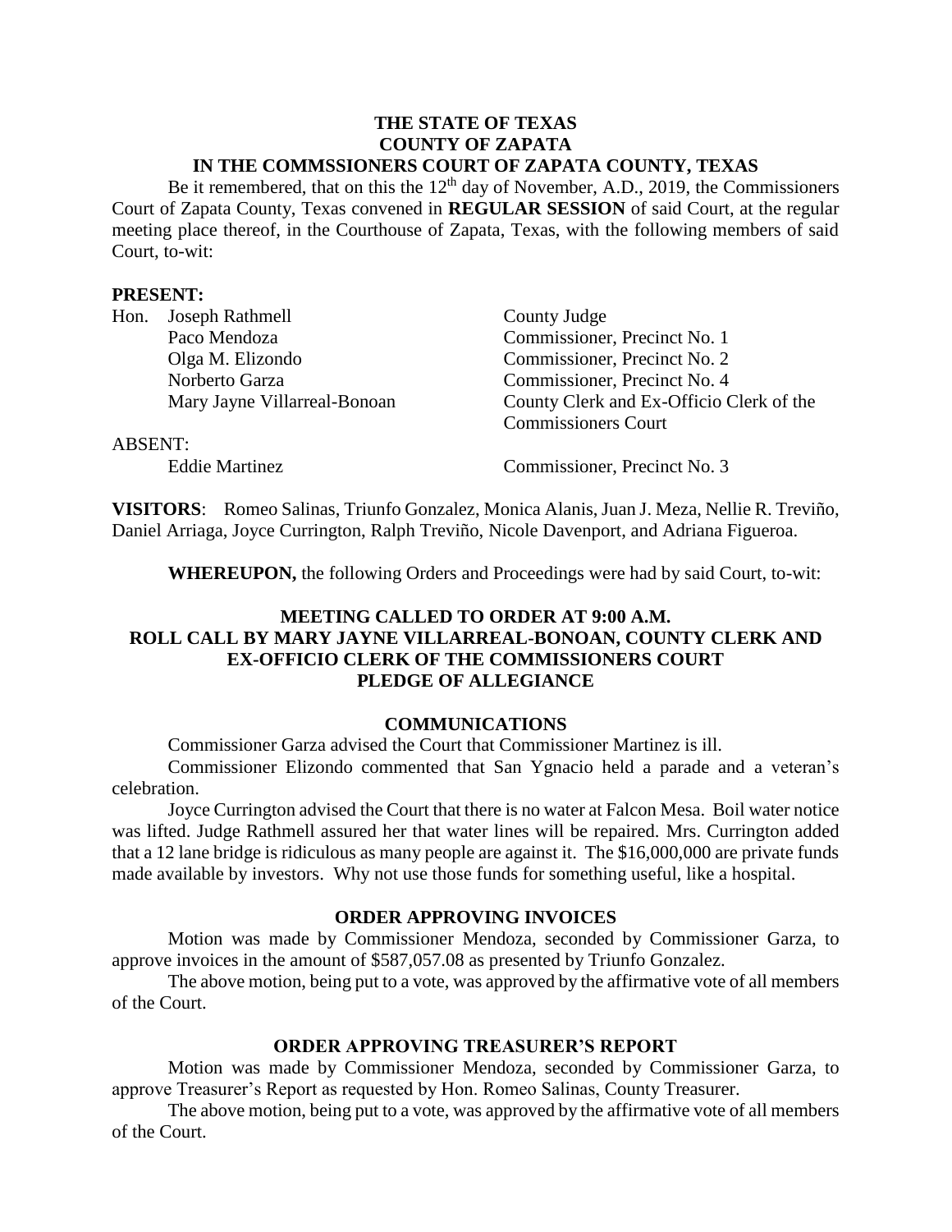**THE STATE OF TEXAS**
**COUNTY OF ZAPATA**
**IN THE COMMSSIONERS COURT OF ZAPATA COUNTY, TEXAS**

Be it remembered, that on this the 12th day of November, A.D., 2019, the Commissioners Court of Zapata County, Texas convened in **REGULAR SESSION** of said Court, at the regular meeting place thereof, in the Courthouse of Zapata, Texas, with the following members of said Court, to-wit:

**PRESENT:**

| | | |
|---|---|---|
| Hon. | Joseph Rathmell | County Judge |
| | Paco Mendoza | Commissioner, Precinct No. 1 |
| | Olga M. Elizondo | Commissioner, Precinct No. 2 |
| | Norberto Garza | Commissioner, Precinct No. 4 |
| | Mary Jayne Villarreal-Bonoan | County Clerk and Ex-Officio Clerk of the Commissioners Court |

ABSENT:

| | |
|---|---|
| Eddie Martinez | Commissioner, Precinct No. 3 |

**VISITORS**: Romeo Salinas, Triunfo Gonzalez, Monica Alanis, Juan J. Meza, Nellie R. Treviño, Daniel Arriaga, Joyce Currington, Ralph Treviño, Nicole Davenport, and Adriana Figueroa.

**WHEREUPON,** the following Orders and Proceedings were had by said Court, to-wit:

**MEETING CALLED TO ORDER AT 9:00 A.M.**
**ROLL CALL BY MARY JAYNE VILLARREAL-BONOAN, COUNTY CLERK AND EX-OFFICIO CLERK OF THE COMMISSIONERS COURT**
**PLEDGE OF ALLEGIANCE**

**COMMUNICATIONS**

Commissioner Garza advised the Court that Commissioner Martinez is ill.

Commissioner Elizondo commented that San Ygnacio held a parade and a veteran's celebration.

Joyce Currington advised the Court that there is no water at Falcon Mesa. Boil water notice was lifted. Judge Rathmell assured her that water lines will be repaired. Mrs. Currington added that a 12 lane bridge is ridiculous as many people are against it. The $16,000,000 are private funds made available by investors. Why not use those funds for something useful, like a hospital.

**ORDER APPROVING INVOICES**

Motion was made by Commissioner Mendoza, seconded by Commissioner Garza, to approve invoices in the amount of $587,057.08 as presented by Triunfo Gonzalez.

The above motion, being put to a vote, was approved by the affirmative vote of all members of the Court.

**ORDER APPROVING TREASURER'S REPORT**

Motion was made by Commissioner Mendoza, seconded by Commissioner Garza, to approve Treasurer's Report as requested by Hon. Romeo Salinas, County Treasurer.

The above motion, being put to a vote, was approved by the affirmative vote of all members of the Court.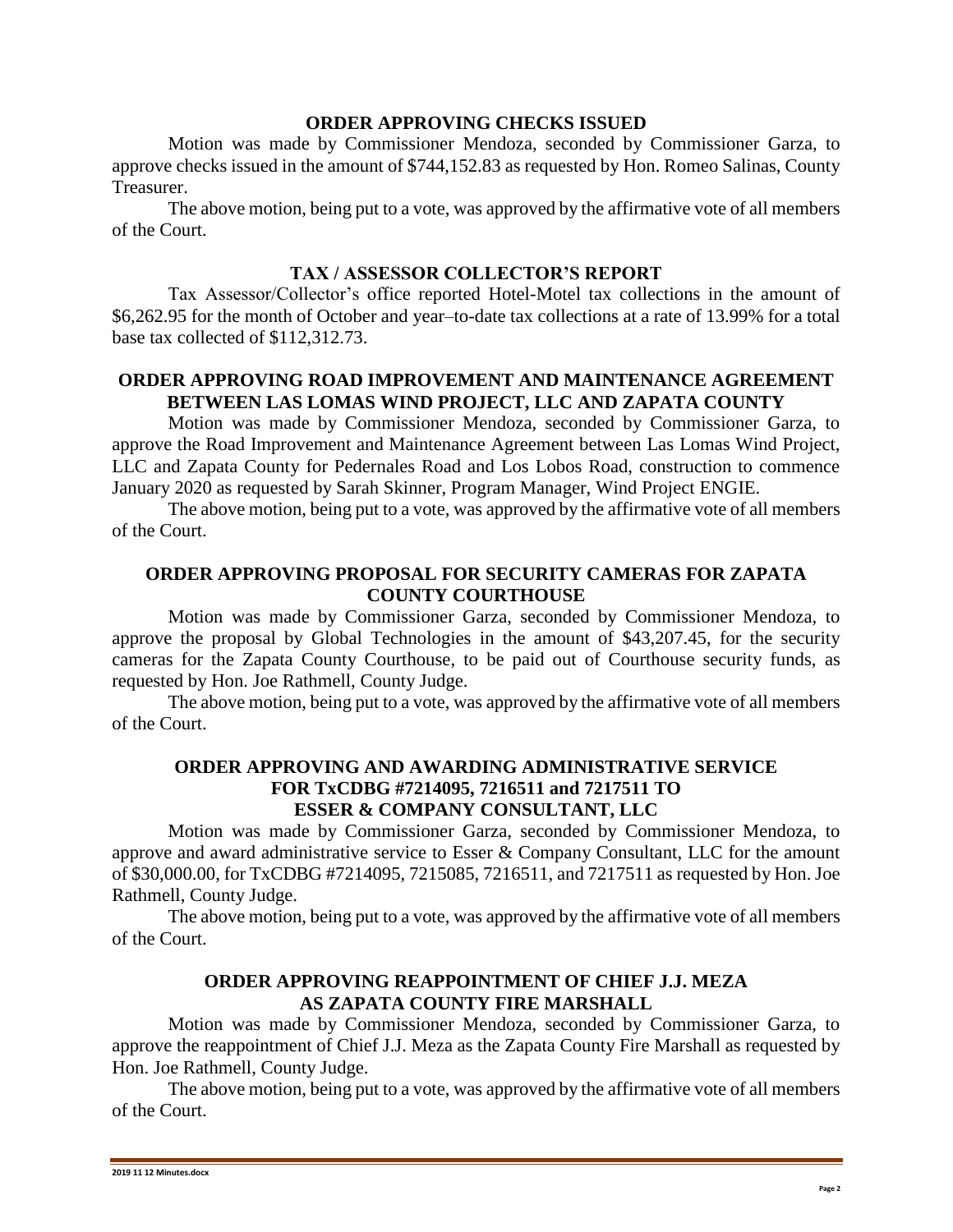## ORDER APPROVING CHECKS ISSUED

Motion was made by Commissioner Mendoza, seconded by Commissioner Garza, to approve checks issued in the amount of $744,152.83 as requested by Hon. Romeo Salinas, County Treasurer.

The above motion, being put to a vote, was approved by the affirmative vote of all members of the Court.

## TAX / ASSESSOR COLLECTOR'S REPORT

Tax Assessor/Collector's office reported Hotel-Motel tax collections in the amount of $6,262.95 for the month of October and year–to-date tax collections at a rate of 13.99% for a total base tax collected of $112,312.73.

## ORDER APPROVING ROAD IMPROVEMENT AND MAINTENANCE AGREEMENT BETWEEN LAS LOMAS WIND PROJECT, LLC AND ZAPATA COUNTY

Motion was made by Commissioner Mendoza, seconded by Commissioner Garza, to approve the Road Improvement and Maintenance Agreement between Las Lomas Wind Project, LLC and Zapata County for Pedernales Road and Los Lobos Road, construction to commence January 2020 as requested by Sarah Skinner, Program Manager, Wind Project ENGIE.

The above motion, being put to a vote, was approved by the affirmative vote of all members of the Court.

## ORDER APPROVING PROPOSAL FOR SECURITY CAMERAS FOR ZAPATA COUNTY COURTHOUSE

Motion was made by Commissioner Garza, seconded by Commissioner Mendoza, to approve the proposal by Global Technologies in the amount of $43,207.45, for the security cameras for the Zapata County Courthouse, to be paid out of Courthouse security funds, as requested by Hon. Joe Rathmell, County Judge.

The above motion, being put to a vote, was approved by the affirmative vote of all members of the Court.

## ORDER APPROVING AND AWARDING ADMINISTRATIVE SERVICE FOR TxCDBG #7214095, 7216511 and 7217511 TO ESSER & COMPANY CONSULTANT, LLC

Motion was made by Commissioner Garza, seconded by Commissioner Mendoza, to approve and award administrative service to Esser & Company Consultant, LLC for the amount of $30,000.00, for TxCDBG #7214095, 7215085, 7216511, and 7217511 as requested by Hon. Joe Rathmell, County Judge.

The above motion, being put to a vote, was approved by the affirmative vote of all members of the Court.

## ORDER APPROVING REAPPOINTMENT OF CHIEF J.J. MEZA AS ZAPATA COUNTY FIRE MARSHALL

Motion was made by Commissioner Mendoza, seconded by Commissioner Garza, to approve the reappointment of Chief J.J. Meza as the Zapata County Fire Marshall as requested by Hon. Joe Rathmell, County Judge.

The above motion, being put to a vote, was approved by the affirmative vote of all members of the Court.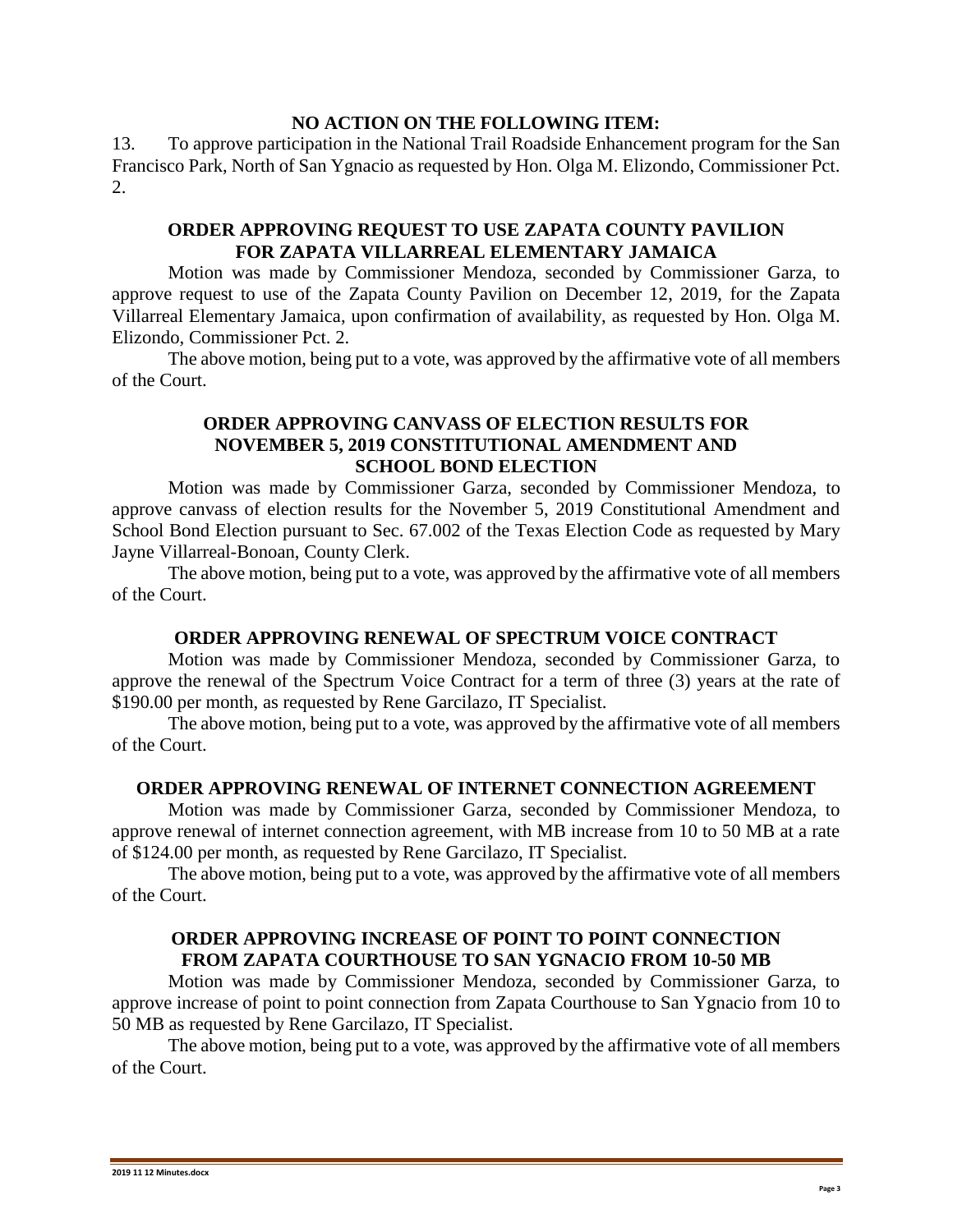**NO ACTION ON THE FOLLOWING ITEM:**

13. To approve participation in the National Trail Roadside Enhancement program for the San Francisco Park, North of San Ygnacio as requested by Hon. Olga M. Elizondo, Commissioner Pct. 2.

**ORDER APPROVING REQUEST TO USE ZAPATA COUNTY PAVILION FOR ZAPATA VILLARREAL ELEMENTARY JAMAICA**

Motion was made by Commissioner Mendoza, seconded by Commissioner Garza, to approve request to use of the Zapata County Pavilion on December 12, 2019, for the Zapata Villarreal Elementary Jamaica, upon confirmation of availability, as requested by Hon. Olga M. Elizondo, Commissioner Pct. 2.

The above motion, being put to a vote, was approved by the affirmative vote of all members of the Court.

**ORDER APPROVING CANVASS OF ELECTION RESULTS FOR NOVEMBER 5, 2019 CONSTITUTIONAL AMENDMENT AND SCHOOL BOND ELECTION**

Motion was made by Commissioner Garza, seconded by Commissioner Mendoza, to approve canvass of election results for the November 5, 2019 Constitutional Amendment and School Bond Election pursuant to Sec. 67.002 of the Texas Election Code as requested by Mary Jayne Villarreal-Bonoan, County Clerk.

The above motion, being put to a vote, was approved by the affirmative vote of all members of the Court.

**ORDER APPROVING RENEWAL OF SPECTRUM VOICE CONTRACT**

Motion was made by Commissioner Mendoza, seconded by Commissioner Garza, to approve the renewal of the Spectrum Voice Contract for a term of three (3) years at the rate of $190.00 per month, as requested by Rene Garcilazo, IT Specialist.

The above motion, being put to a vote, was approved by the affirmative vote of all members of the Court.

**ORDER APPROVING RENEWAL OF INTERNET CONNECTION AGREEMENT**

Motion was made by Commissioner Garza, seconded by Commissioner Mendoza, to approve renewal of internet connection agreement, with MB increase from 10 to 50 MB at a rate of $124.00 per month, as requested by Rene Garcilazo, IT Specialist.

The above motion, being put to a vote, was approved by the affirmative vote of all members of the Court.

**ORDER APPROVING INCREASE OF POINT TO POINT CONNECTION FROM ZAPATA COURTHOUSE TO SAN YGNACIO FROM 10-50 MB**

Motion was made by Commissioner Mendoza, seconded by Commissioner Garza, to approve increase of point to point connection from Zapata Courthouse to San Ygnacio from 10 to 50 MB as requested by Rene Garcilazo, IT Specialist.

The above motion, being put to a vote, was approved by the affirmative vote of all members of the Court.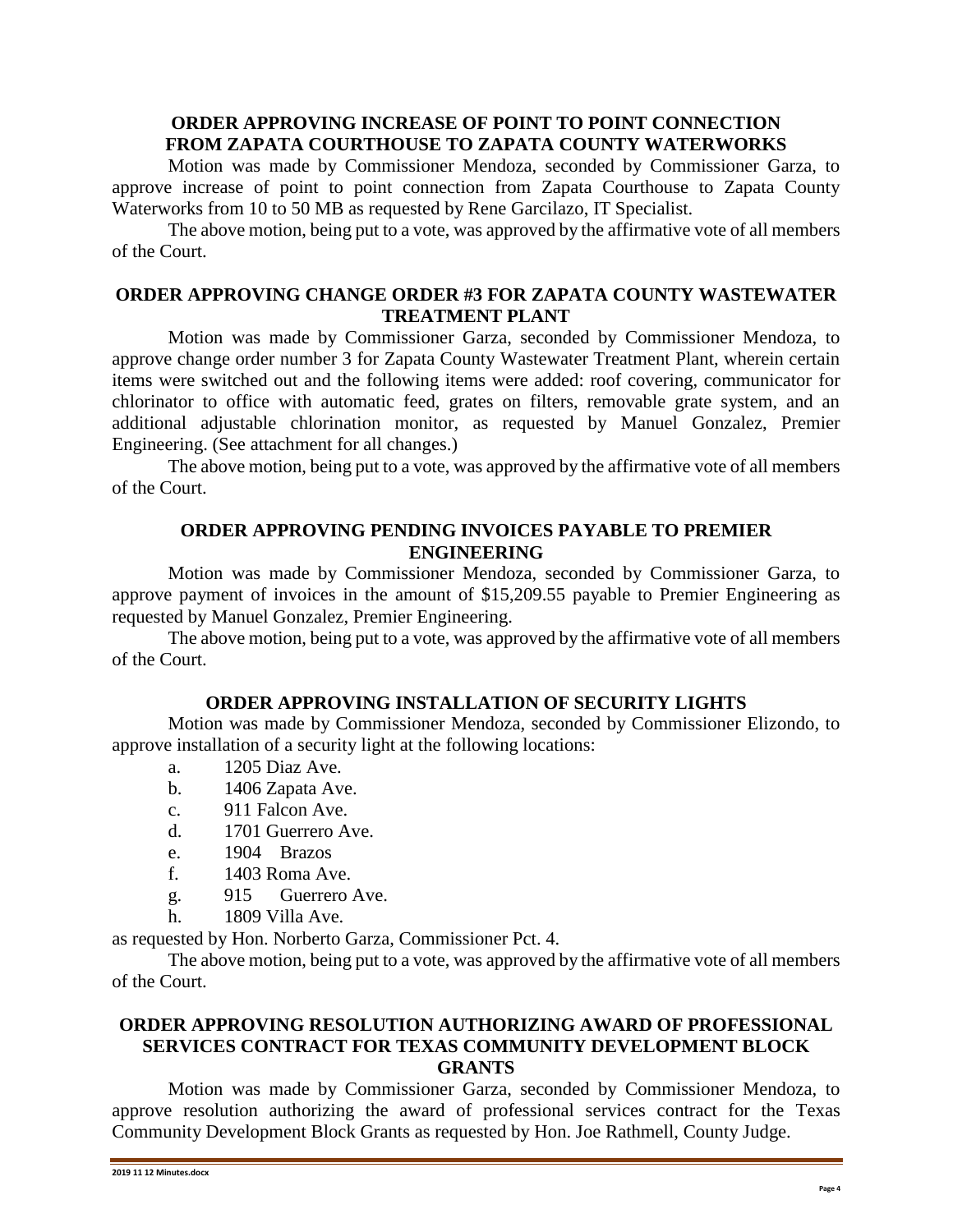**ORDER APPROVING INCREASE OF POINT TO POINT CONNECTION FROM ZAPATA COURTHOUSE TO ZAPATA COUNTY WATERWORKS**

Motion was made by Commissioner Mendoza, seconded by Commissioner Garza, to approve increase of point to point connection from Zapata Courthouse to Zapata County Waterworks from 10 to 50 MB as requested by Rene Garcilazo, IT Specialist.

The above motion, being put to a vote, was approved by the affirmative vote of all members of the Court.

**ORDER APPROVING CHANGE ORDER #3 FOR ZAPATA COUNTY WASTEWATER TREATMENT PLANT**

Motion was made by Commissioner Garza, seconded by Commissioner Mendoza, to approve change order number 3 for Zapata County Wastewater Treatment Plant, wherein certain items were switched out and the following items were added: roof covering, communicator for chlorinator to office with automatic feed, grates on filters, removable grate system, and an additional adjustable chlorination monitor, as requested by Manuel Gonzalez, Premier Engineering. (See attachment for all changes.)

The above motion, being put to a vote, was approved by the affirmative vote of all members of the Court.

**ORDER APPROVING PENDING INVOICES PAYABLE TO PREMIER ENGINEERING**

Motion was made by Commissioner Mendoza, seconded by Commissioner Garza, to approve payment of invoices in the amount of $15,209.55 payable to Premier Engineering as requested by Manuel Gonzalez, Premier Engineering.

The above motion, being put to a vote, was approved by the affirmative vote of all members of the Court.

**ORDER APPROVING INSTALLATION OF SECURITY LIGHTS**

Motion was made by Commissioner Mendoza, seconded by Commissioner Elizondo, to approve installation of a security light at the following locations:

a. 1205 Diaz Ave.
b. 1406 Zapata Ave.
c. 911 Falcon Ave.
d. 1701 Guerrero Ave.
e. 1904 Brazos
f. 1403 Roma Ave.
g. 915 Guerrero Ave.
h. 1809 Villa Ave.

as requested by Hon. Norberto Garza, Commissioner Pct. 4.

The above motion, being put to a vote, was approved by the affirmative vote of all members of the Court.

**ORDER APPROVING RESOLUTION AUTHORIZING AWARD OF PROFESSIONAL SERVICES CONTRACT FOR TEXAS COMMUNITY DEVELOPMENT BLOCK GRANTS**

Motion was made by Commissioner Garza, seconded by Commissioner Mendoza, to approve resolution authorizing the award of professional services contract for the Texas Community Development Block Grants as requested by Hon. Joe Rathmell, County Judge.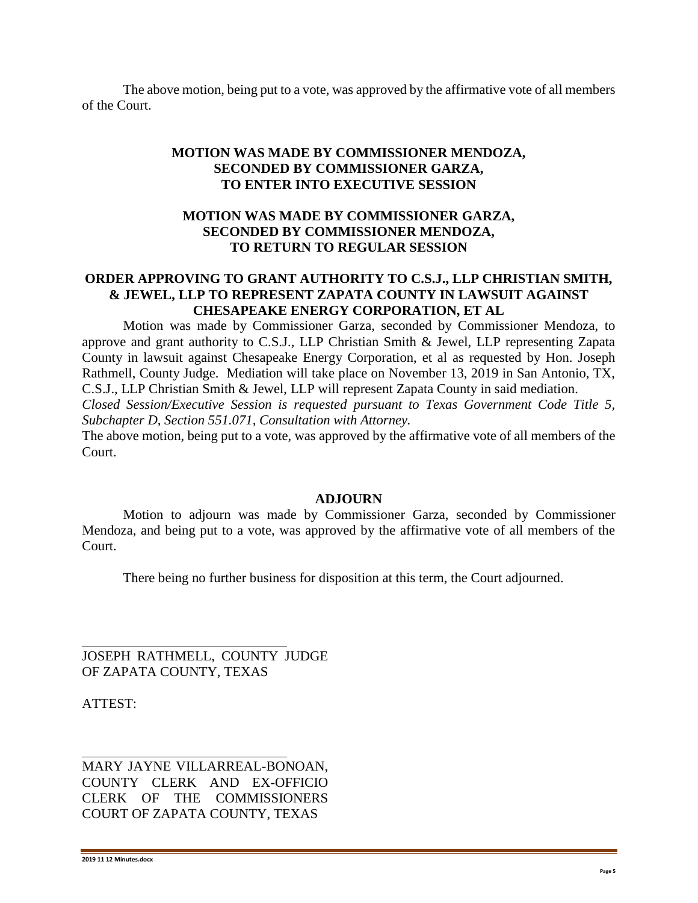The above motion, being put to a vote, was approved by the affirmative vote of all members of the Court.

**MOTION WAS MADE BY COMMISSIONER MENDOZA,
SECONDED BY COMMISSIONER GARZA,
TO ENTER INTO EXECUTIVE SESSION**

**MOTION WAS MADE BY COMMISSIONER GARZA,
SECONDED BY COMMISSIONER MENDOZA,
TO RETURN TO REGULAR SESSION**

**ORDER APPROVING TO GRANT AUTHORITY TO C.S.J., LLP CHRISTIAN SMITH, & JEWEL, LLP TO REPRESENT ZAPATA COUNTY IN LAWSUIT AGAINST CHESAPEAKE ENERGY CORPORATION, ET AL**

Motion was made by Commissioner Garza, seconded by Commissioner Mendoza, to approve and grant authority to C.S.J., LLP Christian Smith & Jewel, LLP representing Zapata County in lawsuit against Chesapeake Energy Corporation, et al as requested by Hon. Joseph Rathmell, County Judge. Mediation will take place on November 13, 2019 in San Antonio, TX, C.S.J., LLP Christian Smith & Jewel, LLP will represent Zapata County in said mediation.
*Closed Session/Executive Session is requested pursuant to Texas Government Code Title 5, Subchapter D, Section 551.071, Consultation with Attorney.*
The above motion, being put to a vote, was approved by the affirmative vote of all members of the Court.

**ADJOURN**

Motion to adjourn was made by Commissioner Garza, seconded by Commissioner Mendoza, and being put to a vote, was approved by the affirmative vote of all members of the Court.

There being no further business for disposition at this term, the Court adjourned.

\_\_\_\_\_\_\_\_\_\_\_\_\_\_\_\_\_\_\_\_\_\_\_\_\_\_\_\_\_\_
JOSEPH RATHMELL, COUNTY JUDGE
OF ZAPATA COUNTY, TEXAS

ATTEST:

\_\_\_\_\_\_\_\_\_\_\_\_\_\_\_\_\_\_\_\_\_\_\_\_\_\_\_\_\_\_
MARY JAYNE VILLARREAL-BONOAN,
COUNTY CLERK AND EX-OFFICIO
CLERK OF THE COMMISSIONERS
COURT OF ZAPATA COUNTY, TEXAS